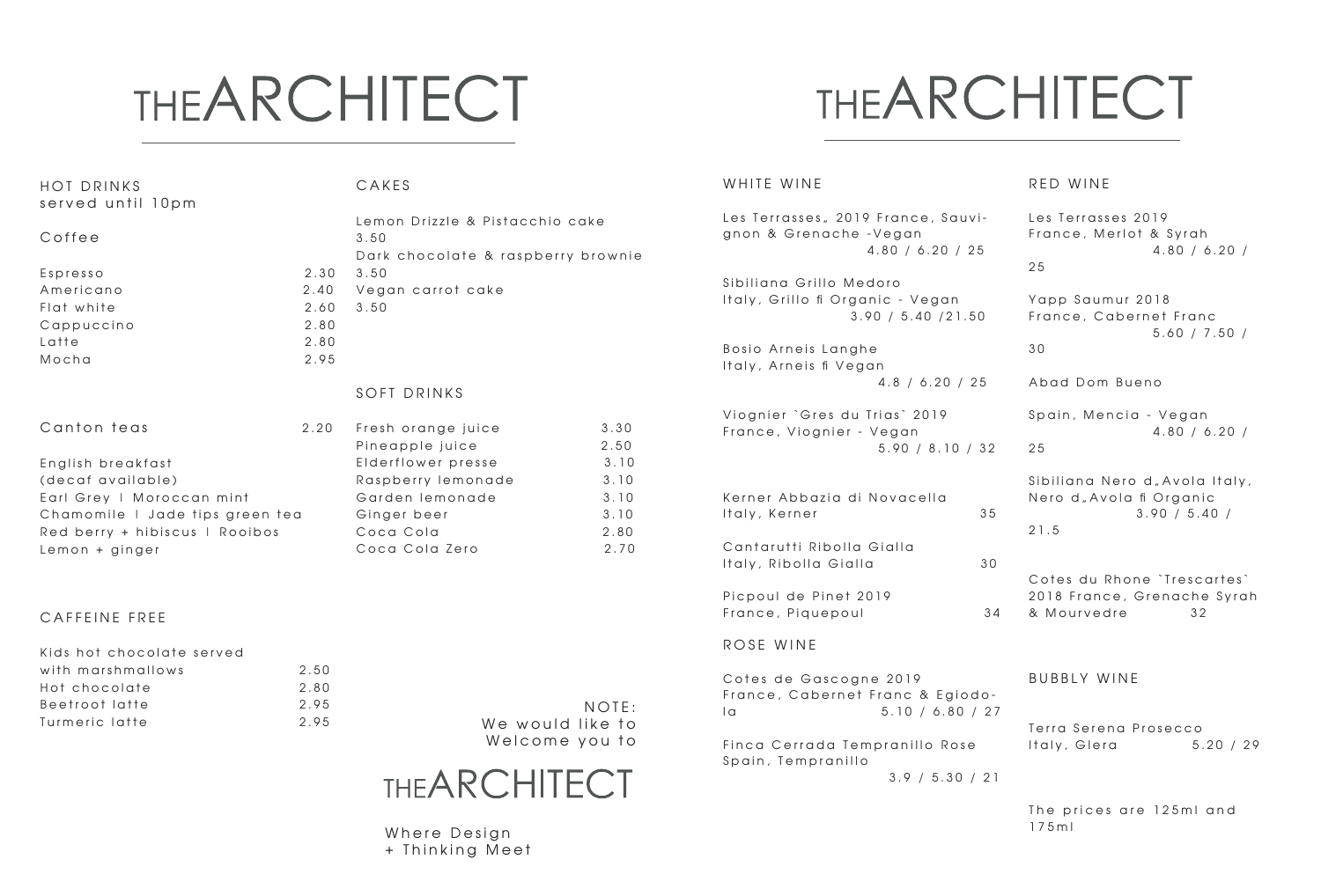# THE ARCHITECT

## HOT DRINKS
served until 10pm

### Coffee

| Item | Price |
| --- | --- |
| Espresso | 2.30 |
| Americano | 2.40 |
| Flat white | 2.60 |
| Cappuccino | 2.80 |
| Latte | 2.80 |
| Mocha | 2.95 |

### Canton teas 2.20

English breakfast
(decaf available)
Earl Grey | Moroccan mint
Chamomile | Jade tips green tea
Red berry + hibiscus | Rooibos
Lemon + ginger

## CAFFEINE FREE

| Item | Price |
| --- | --- |
| Kids hot chocolate served with marshmallows | 2.50 |
| Hot chocolate | 2.80 |
| Beetroot latte | 2.95 |
| Turmeric latte | 2.95 |

## CAKES

Lemon Drizzle & Pistacchio cake
3.50
Dark chocolate & raspberry brownie
3.50
Vegan carrot cake
3.50

## SOFT DRINKS

| Item | Price |
| --- | --- |
| Fresh orange juice | 3.30 |
| Pineapple juice | 2.50 |
| Elderflower presse | 3.10 |
| Raspberry lemonade | 3.10 |
| Garden lemonade | 3.10 |
| Ginger beer | 3.10 |
| Coca Cola | 2.80 |
| Coca Cola Zero | 2.70 |

NOTE:
We would like to
Welcome you to

THE ARCHITECT

Where Design
+ Thinking Meet

# THE ARCHITECT

## WHITE WINE

Les Terrasses„ 2019 France, Sauvignon & Grenache -Vegan
4.80 / 6.20 / 25

Sibiliana Grillo Medoro
Italy, Grillo fi Organic - Vegan
3.90 / 5.40 /21.50

Bosio Arneis Langhe
Italy, Arneis fi Vegan
4.8 / 6.20 / 25

Viognier `Gres du Trias` 2019
France, Viognier - Vegan
5.90 / 8.10 / 32

Kerner Abbazia di Novacella
Italy, Kerner 35

Cantarutti Ribolla Gialla
Italy, Ribolla Gialla 30

Picpoul de Pinet 2019
France, Piquepoul 34

## ROSE WINE

Cotes de Gascogne 2019
France, Cabernet Franc & Egiodola 5.10 / 6.80 / 27

Finca Cerrada Tempranillo Rose
Spain, Tempranillo
3.9 / 5.30 / 21

## RED WINE

Les Terrasses 2019
France, Merlot & Syrah
4.80 / 6.20 / 25

Yapp Saumur 2018
France, Cabernet Franc
5.60 / 7.50 / 30

Abad Dom Bueno

Spain, Mencia - Vegan
4.80 / 6.20 / 25

Sibiliana Nero d„Avola Italy,
Nero d„Avola fi Organic
3.90 / 5.40 / 21.5

Cotes du Rhone `Trescartes`
2018 France, Grenache Syrah & Mourvedre 32

## BUBBLY WINE

Terra Serena Prosecco
Italy, Glera 5.20 / 29

The prices are 125ml and 175ml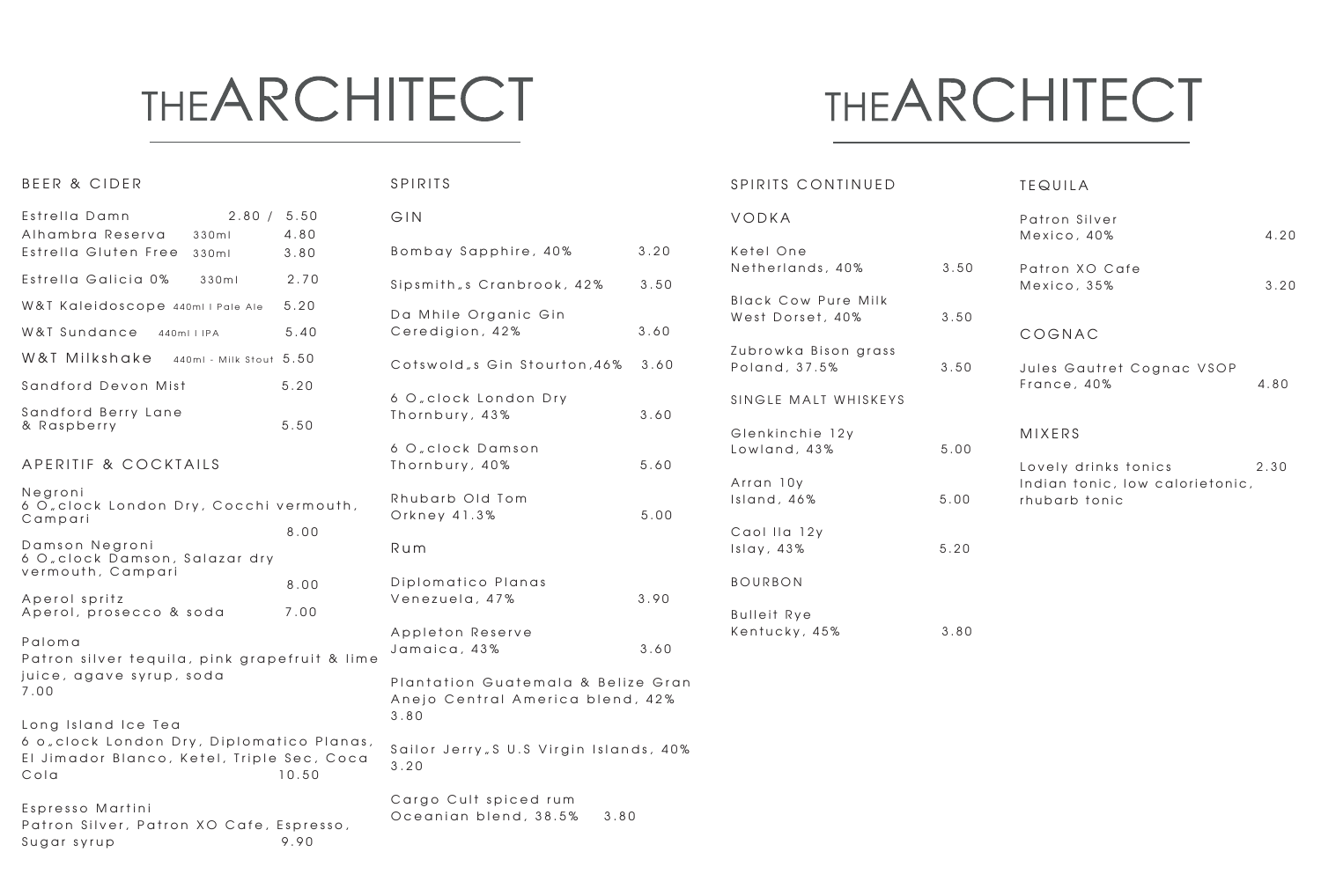# THEARCHITECT

## BEER & CIDER

Estrella Damn 2.80 / 5.50

Alhambra Reserva 330ml 4.80

Estrella Gluten Free 330ml 3.80

Estrella Galicia 0% 330ml 2.70

W&T Kaleidoscope 440ml I Pale Ale 5.20

W&T Sundance 440ml I IPA 5.40

W&T Milkshake 440ml - Milk Stout 5.50

Sandford Devon Mist 5.20

Sandford Berry Lane & Raspberry 5.50

## APERITIF & COCKTAILS

Negroni
6 O„clock London Dry, Cocchi vermouth, Campari
8.00

Damson Negroni
6 O„clock Damson, Salazar dry vermouth, Campari
8.00

Aperol spritz
Aperol, prosecco & soda 7.00

Paloma
Patron silver tequila, pink grapefruit & lime juice, agave syrup, soda
7.00

Long Island Ice Tea
6 o„clock London Dry, Diplomatico Planas, El Jimador Blanco, Ketel, Triple Sec, Coca Cola 10.50

Espresso Martini
Patron Silver, Patron XO Cafe, Espresso, Sugar syrup 9.90

## SPIRITS

### GIN

Bombay Sapphire, 40% 3.20

Sipsmith„s Cranbrook, 42% 3.50

Da Mhile Organic Gin
Ceredigion, 42% 3.60

Cotswold„s Gin Stourton,46% 3.60

6 O„clock London Dry
Thornbury, 43% 3.60

6 O„clock Damson
Thornbury, 40% 5.60

Rhubarb Old Tom
Orkney 41.3% 5.00

### Rum

Diplomatico Planas
Venezuela, 47% 3.90

Appleton Reserve
Jamaica, 43% 3.60

Plantation Guatemala & Belize Gran Anejo Central America blend, 42%
3.80

Sailor Jerry„S U.S Virgin Islands, 40%
3.20

Cargo Cult spiced rum
Oceanian blend, 38.5% 3.80

# THEARCHITECT

## SPIRITS CONTINUED

### VODKA

Ketel One
Netherlands, 40% 3.50

Black Cow Pure Milk
West Dorset, 40% 3.50

Zubrowka Bison grass
Poland, 37.5% 3.50

### SINGLE MALT WHISKEYS

Glenkinchie 12y
Lowland, 43% 5.00

Arran 10y
Island, 46% 5.00

Caol Ila 12y
Islay, 43% 5.20

### BOURBON

Bulleit Rye
Kentucky, 45% 3.80

## TEQUILA

Patron Silver
Mexico, 40% 4.20

Patron XO Cafe
Mexico, 35% 3.20

## COGNAC

Jules Gautret Cognac VSOP
France, 40% 4.80

## MIXERS

Lovely drinks tonics 2.30
Indian tonic, low calorietonic, rhubarb tonic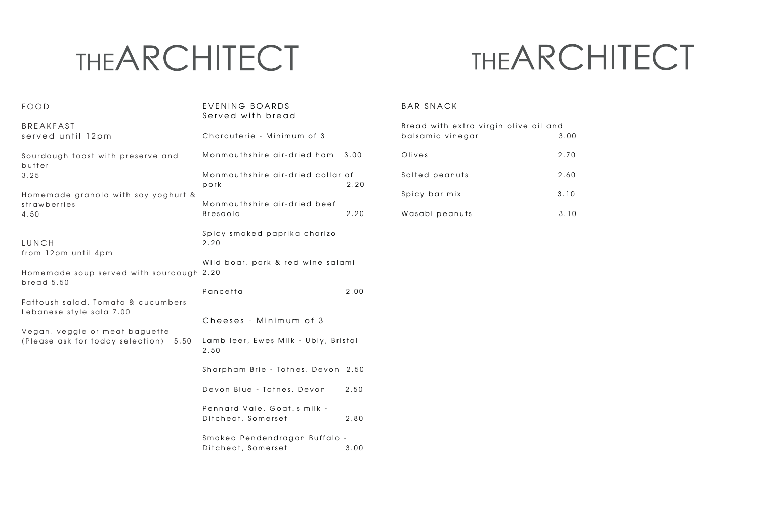# THE ARCHITECT

## FOOD

### BREAKFAST
served until 12pm

Sourdough toast with preserve and butter
3.25

Homemade granola with soy yoghurt & strawberries
4.50

### LUNCH
from 12pm until 4pm

Homemade soup served with sourdough bread 5.50

Fattoush salad, Tomato & cucumbers Lebanese style sala 7.00

Vegan, veggie or meat baguette
(Please ask for today selection) 5.50

## EVENING BOARDS
Served with bread

### Charcuterie - Minimum of 3

Monmouthshire air-dried ham 3.00

Monmouthshire air-dried collar of pork 2.20

Monmouthshire air-dried beef Bresaola 2.20

Spicy smoked paprika chorizo
2.20

Wild boar, pork & red wine salami
2.20

Pancetta 2.00

### Cheeses - Minimum of 3

Lamb leer, Ewes Milk - Ubly, Bristol
2.50

Sharpham Brie - Totnes, Devon 2.50

Devon Blue - Totnes, Devon 2.50

Pennard Vale, Goat„s milk - Ditcheat, Somerset 2.80

Smoked Pendendragon Buffalo - Ditcheat, Somerset 3.00

# THE ARCHITECT

## BAR SNACK

Bread with extra virgin olive oil and balsamic vinegar 3.00

Olives 2.70

Salted peanuts 2.60

Spicy bar mix 3.10

Wasabi peanuts 3.10